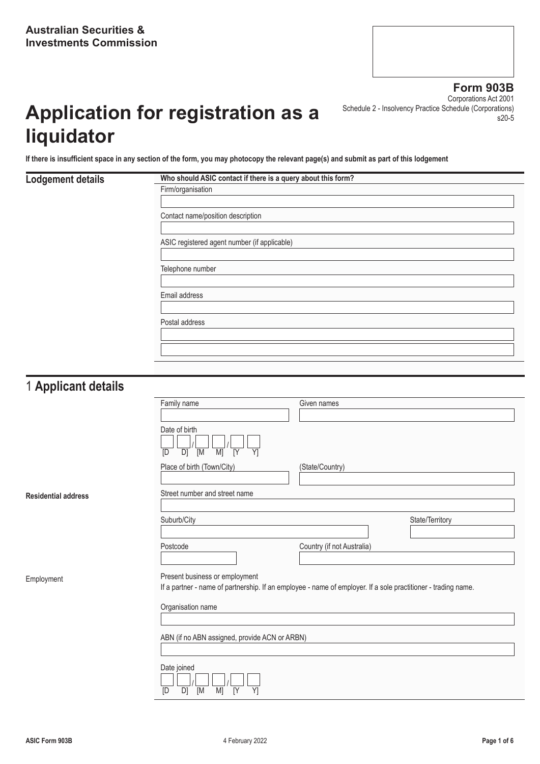Australian Securities & Investments Commission

**Form 903B**
Corporations Act 2001
Schedule 2 - Insolvency Practice Schedule (Corporations)
s20-5

# Application for registration as a liquidator

**If there is insufficient space in any section of the form, you may photocopy the relevant page(s) and submit as part of this lodgement**

## Lodgement details

**Who should ASIC contact if there is a query about this form?**

Firm/organisation

Contact name/position description

ASIC registered agent number (if applicable)

Telephone number

Email address

Postal address

## 1 Applicant details

Family name

Given names

Date of birth

[D D] / [M M] / [Y Y]

Place of birth (Town/City)

(State/Country)

**Residential address**

Street number and street name

Suburb/City

State/Territory

Postcode

Country (if not Australia)

Employment

Present business or employment
If a partner - name of partnership. If an employee - name of employer. If a sole practitioner - trading name.

Organisation name

ABN (if no ABN assigned, provide ACN or ARBN)

Date joined

[D D] / [M M] / [Y Y]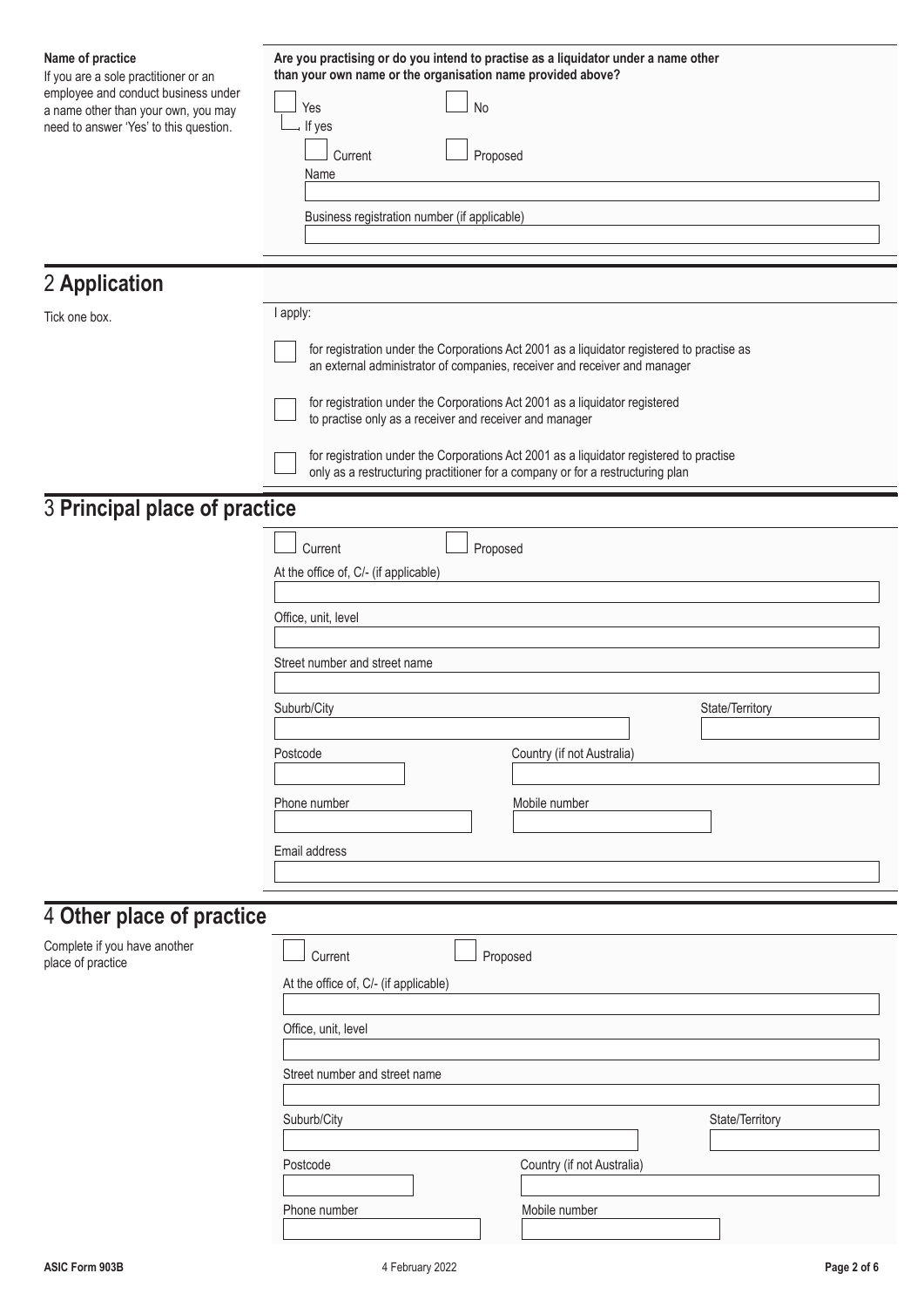**Name of practice**

If you are a sole practitioner or an employee and conduct business under a name other than your own, you may need to answer 'Yes' to this question.

**Are you practising or do you intend to practise as a liquidator under a name other than your own name or the organisation name provided above?**

☐ Yes ☐ No

If yes

☐ Current ☐ Proposed

Name

Business registration number (if applicable)

# 2 **Application**

Tick one box.

I apply:

☐ for registration under the Corporations Act 2001 as a liquidator registered to practise as an external administrator of companies, receiver and receiver and manager

☐ for registration under the Corporations Act 2001 as a liquidator registered to practise only as a receiver and receiver and manager

☐ for registration under the Corporations Act 2001 as a liquidator registered to practise only as a restructuring practitioner for a company or for a restructuring plan

# 3 **Principal place of practice**

☐ Current ☐ Proposed

At the office of, C/- (if applicable)

Office, unit, level

Street number and street name

Suburb/City

State/Territory

Postcode

Country (if not Australia)

Phone number

Mobile number

Email address

# 4 **Other place of practice**

Complete if you have another place of practice

☐ Current ☐ Proposed

At the office of, C/- (if applicable)

Office, unit, level

Street number and street name

Suburb/City

State/Territory

Postcode

Country (if not Australia)

Phone number

Mobile number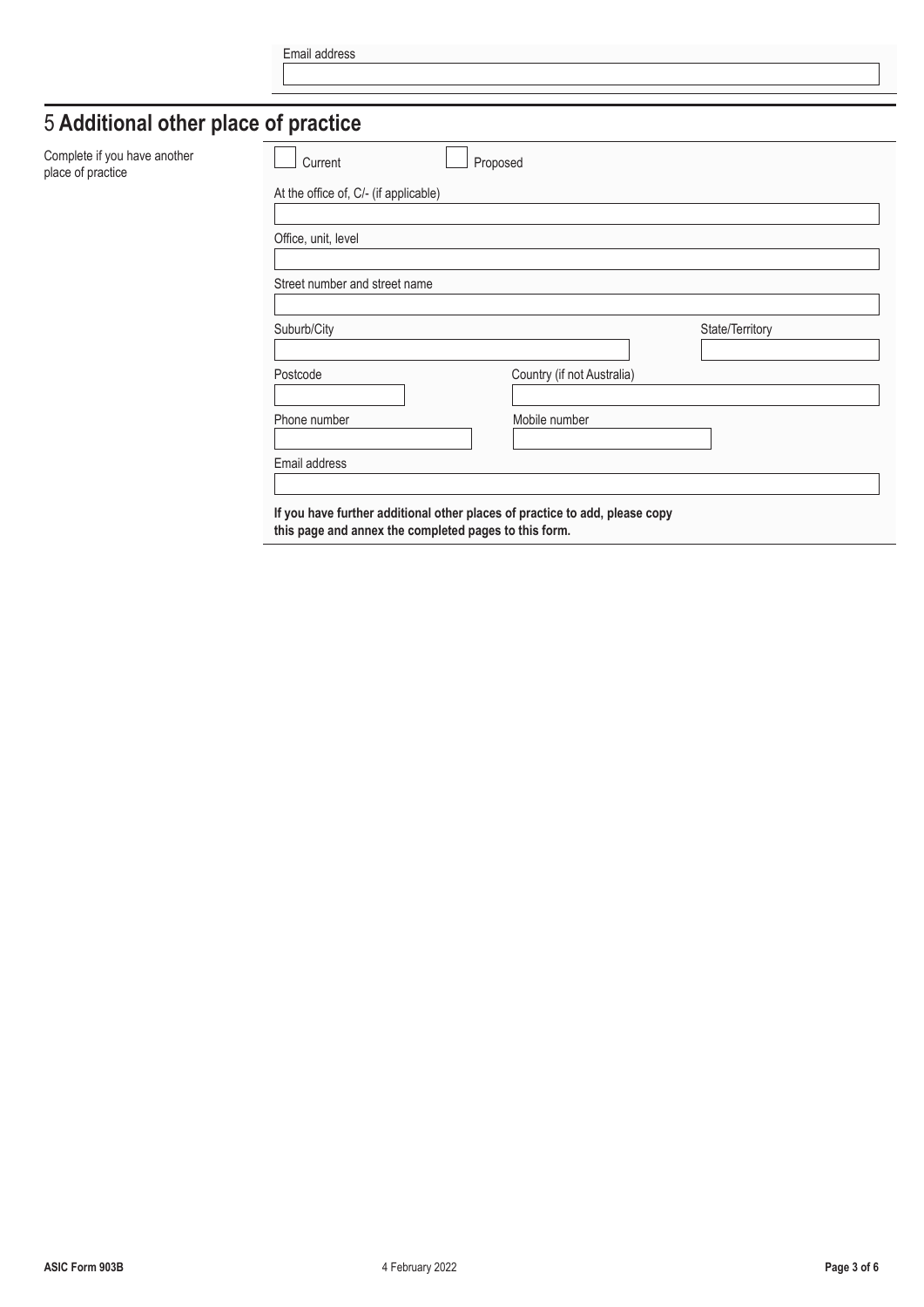Email address

## 5 **Additional other place of practice**

Complete if you have another place of practice

☐ Current ☐ Proposed

At the office of, C/- (if applicable)

Office, unit, level

Street number and street name

Suburb/City

State/Territory

Postcode

Country (if not Australia)

Phone number

Mobile number

Email address

**If you have further additional other places of practice to add, please copy this page and annex the completed pages to this form.**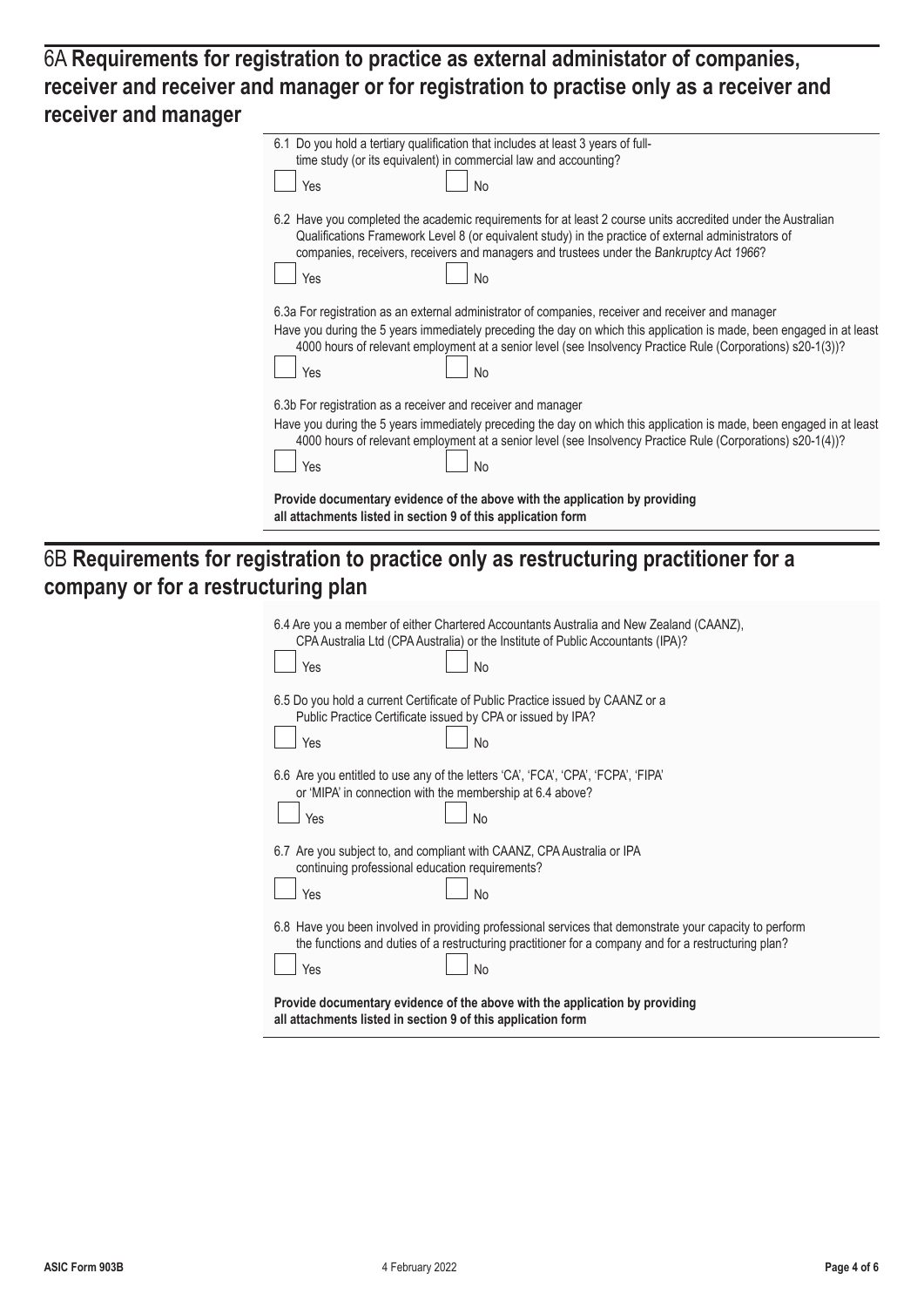## 6A **Requirements for registration to practice as external administator of companies, receiver and receiver and manager or for registration to practise only as a receiver and receiver and manager**

6.1 Do you hold a tertiary qualification that includes at least 3 years of full-time study (or its equivalent) in commercial law and accounting?

☐ Yes ☐ No

6.2 Have you completed the academic requirements for at least 2 course units accredited under the Australian Qualifications Framework Level 8 (or equivalent study) in the practice of external administrators of companies, receivers, receivers and managers and trustees under the *Bankruptcy Act 1966*?

☐ Yes ☐ No

6.3a For registration as an external administrator of companies, receiver and receiver and manager
Have you during the 5 years immediately preceding the day on which this application is made, been engaged in at least 4000 hours of relevant employment at a senior level (see Insolvency Practice Rule (Corporations) s20-1(3))?

☐ Yes ☐ No

6.3b For registration as a receiver and receiver and manager
Have you during the 5 years immediately preceding the day on which this application is made, been engaged in at least 4000 hours of relevant employment at a senior level (see Insolvency Practice Rule (Corporations) s20-1(4))?

☐ Yes ☐ No

**Provide documentary evidence of the above with the application by providing all attachments listed in section 9 of this application form**

## 6B **Requirements for registration to practice only as restructuring practitioner for a company or for a restructuring plan**

6.4 Are you a member of either Chartered Accountants Australia and New Zealand (CAANZ), CPA Australia Ltd (CPA Australia) or the Institute of Public Accountants (IPA)?

☐ Yes ☐ No

6.5 Do you hold a current Certificate of Public Practice issued by CAANZ or a Public Practice Certificate issued by CPA or issued by IPA?

☐ Yes ☐ No

6.6 Are you entitled to use any of the letters 'CA', 'FCA', 'CPA', 'FCPA', 'FIPA' or 'MIPA' in connection with the membership at 6.4 above?

☐ Yes ☐ No

6.7 Are you subject to, and compliant with CAANZ, CPA Australia or IPA continuing professional education requirements?

☐ Yes ☐ No

6.8 Have you been involved in providing professional services that demonstrate your capacity to perform the functions and duties of a restructuring practitioner for a company and for a restructuring plan?

☐ Yes ☐ No

**Provide documentary evidence of the above with the application by providing all attachments listed in section 9 of this application form**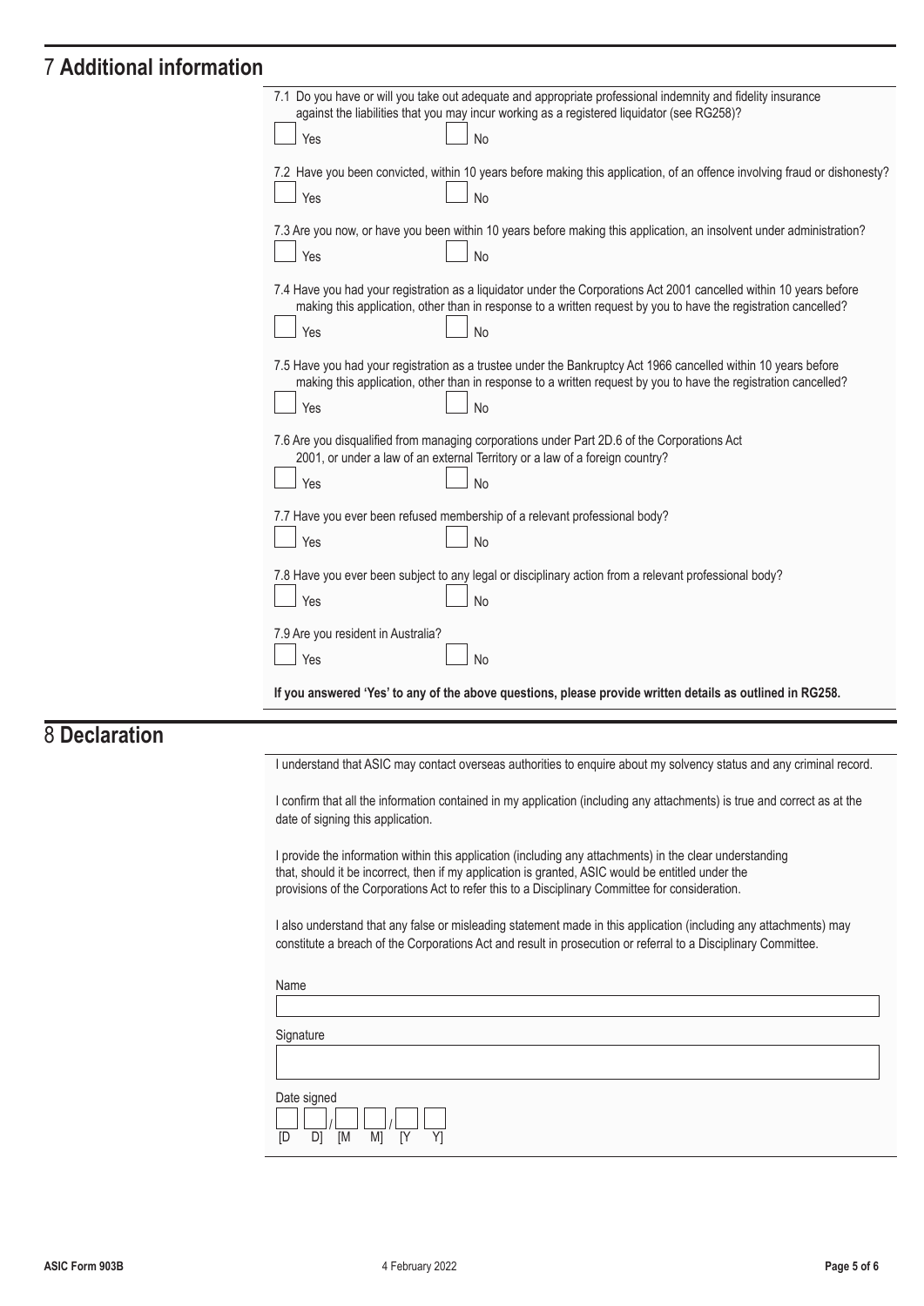# 7 Additional information

7.1 Do you have or will you take out adequate and appropriate professional indemnity and fidelity insurance against the liabilities that you may incur working as a registered liquidator (see RG258)?

☐ Yes ☐ No

7.2 Have you been convicted, within 10 years before making this application, of an offence involving fraud or dishonesty?

☐ Yes ☐ No

7.3 Are you now, or have you been within 10 years before making this application, an insolvent under administration?

☐ Yes ☐ No

7.4 Have you had your registration as a liquidator under the Corporations Act 2001 cancelled within 10 years before making this application, other than in response to a written request by you to have the registration cancelled?

☐ Yes ☐ No

7.5 Have you had your registration as a trustee under the Bankruptcy Act 1966 cancelled within 10 years before making this application, other than in response to a written request by you to have the registration cancelled?

☐ Yes ☐ No

7.6 Are you disqualified from managing corporations under Part 2D.6 of the Corporations Act 2001, or under a law of an external Territory or a law of a foreign country?

☐ Yes ☐ No

7.7 Have you ever been refused membership of a relevant professional body?

☐ Yes ☐ No

7.8 Have you ever been subject to any legal or disciplinary action from a relevant professional body?

☐ Yes ☐ No

7.9 Are you resident in Australia?

☐ Yes ☐ No

**If you answered 'Yes' to any of the above questions, please provide written details as outlined in RG258.**

# 8 Declaration

I understand that ASIC may contact overseas authorities to enquire about my solvency status and any criminal record.

I confirm that all the information contained in my application (including any attachments) is true and correct as at the date of signing this application.

I provide the information within this application (including any attachments) in the clear understanding that, should it be incorrect, then if my application is granted, ASIC would be entitled under the provisions of the Corporations Act to refer this to a Disciplinary Committee for consideration.

I also understand that any false or misleading statement made in this application (including any attachments) may constitute a breach of the Corporations Act and result in prosecution or referral to a Disciplinary Committee.

Name

Signature

Date signed

[D D] / [M M] / [Y Y]

ASIC Form 903B 4 February 2022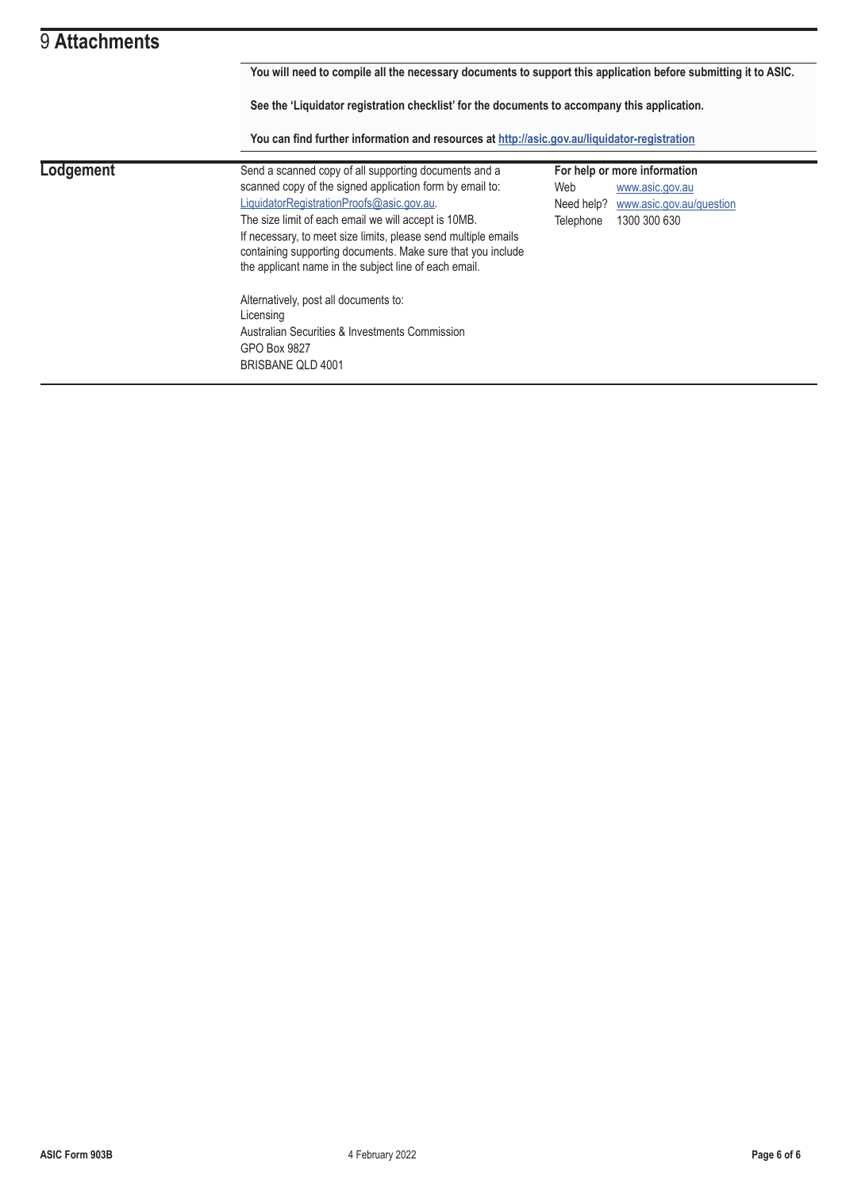# 9 Attachments

**You will need to compile all the necessary documents to support this application before submitting it to ASIC.**

**See the 'Liquidator registration checklist' for the documents to accompany this application.**

**You can find further information and resources at http://asic.gov.au/liquidator-registration**

## Lodgement

Send a scanned copy of all supporting documents and a scanned copy of the signed application form by email to: LiquidatorRegistrationProofs@asic.gov.au.

The size limit of each email we will accept is 10MB.

If necessary, to meet size limits, please send multiple emails containing supporting documents. Make sure that you include the applicant name in the subject line of each email.

Alternatively, post all documents to:
Licensing
Australian Securities & Investments Commission
GPO Box 9827
BRISBANE QLD 4001

**For help or more information**

Web www.asic.gov.au
Need help? www.asic.gov.au/question
Telephone 1300 300 630

ASIC Form 903B 4 February 2022